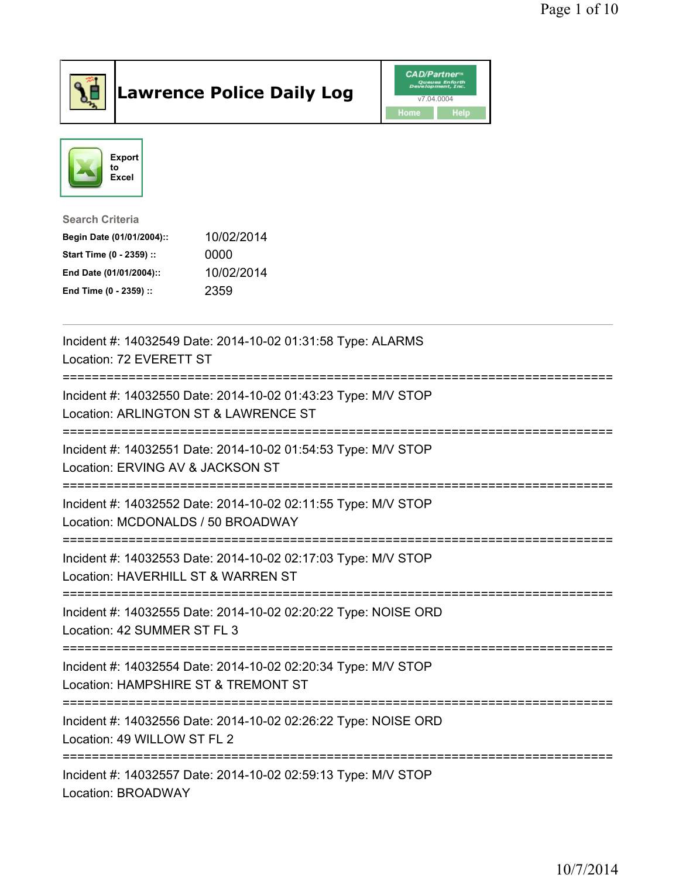# Lawrence Police Daily Log

CAD/Partner v7.04.0004

Home | Help

Export to Excel

**Search Criteria**

| | |
|---|---|
| **Begin Date (01/01/2004)::** | 10/02/2014 |
| **Start Time (0 - 2359) ::** | 0000 |
| **End Date (01/01/2004)::** | 10/02/2014 |
| **End Time (0 - 2359) ::** | 2359 |

---

Incident #: 14032549 Date: 2014-10-02 01:31:58 Type: ALARMS
Location: 72 EVERETT ST

===========================================================================

Incident #: 14032550 Date: 2014-10-02 01:43:23 Type: M/V STOP
Location: ARLINGTON ST & LAWRENCE ST

===========================================================================

Incident #: 14032551 Date: 2014-10-02 01:54:53 Type: M/V STOP
Location: ERVING AV & JACKSON ST

===========================================================================

Incident #: 14032552 Date: 2014-10-02 02:11:55 Type: M/V STOP
Location: MCDONALDS / 50 BROADWAY

===========================================================================

Incident #: 14032553 Date: 2014-10-02 02:17:03 Type: M/V STOP
Location: HAVERHILL ST & WARREN ST

===========================================================================

Incident #: 14032555 Date: 2014-10-02 02:20:22 Type: NOISE ORD
Location: 42 SUMMER ST FL 3

===========================================================================

Incident #: 14032554 Date: 2014-10-02 02:20:34 Type: M/V STOP
Location: HAMPSHIRE ST & TREMONT ST

===========================================================================

Incident #: 14032556 Date: 2014-10-02 02:26:22 Type: NOISE ORD
Location: 49 WILLOW ST FL 2

===========================================================================

Incident #: 14032557 Date: 2014-10-02 02:59:13 Type: M/V STOP
Location: BROADWAY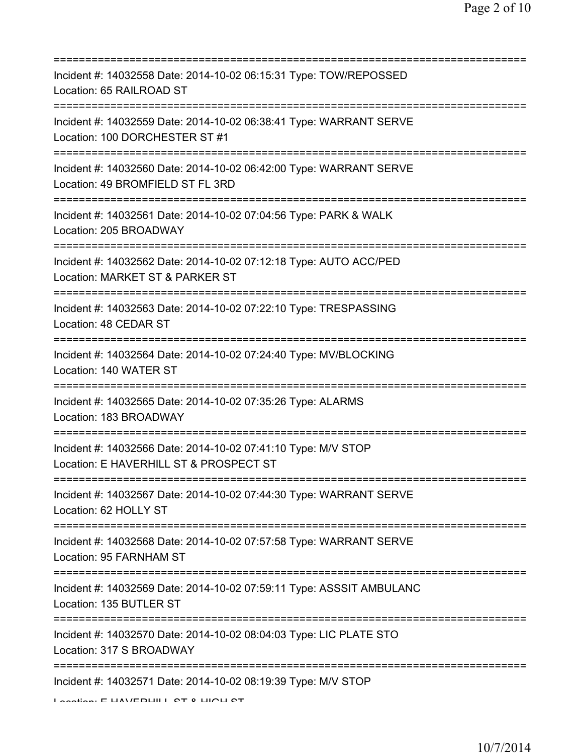===========================================================================

Incident #: 14032558 Date: 2014-10-02 06:15:31 Type: TOW/REPOSSED

Location: 65 RAILROAD ST

===========================================================================

Incident #: 14032559 Date: 2014-10-02 06:38:41 Type: WARRANT SERVE

Location: 100 DORCHESTER ST #1

===========================================================================

Incident #: 14032560 Date: 2014-10-02 06:42:00 Type: WARRANT SERVE

Location: 49 BROMFIELD ST FL 3RD

===========================================================================

Incident #: 14032561 Date: 2014-10-02 07:04:56 Type: PARK & WALK

Location: 205 BROADWAY

===========================================================================

Incident #: 14032562 Date: 2014-10-02 07:12:18 Type: AUTO ACC/PED

Location: MARKET ST & PARKER ST

===========================================================================

Incident #: 14032563 Date: 2014-10-02 07:22:10 Type: TRESPASSING

Location: 48 CEDAR ST

===========================================================================

Incident #: 14032564 Date: 2014-10-02 07:24:40 Type: MV/BLOCKING

Location: 140 WATER ST

===========================================================================

Incident #: 14032565 Date: 2014-10-02 07:35:26 Type: ALARMS

Location: 183 BROADWAY

===========================================================================

Incident #: 14032566 Date: 2014-10-02 07:41:10 Type: M/V STOP

Location: E HAVERHILL ST & PROSPECT ST

===========================================================================

Incident #: 14032567 Date: 2014-10-02 07:44:30 Type: WARRANT SERVE

Location: 62 HOLLY ST

===========================================================================

Incident #: 14032568 Date: 2014-10-02 07:57:58 Type: WARRANT SERVE

Location: 95 FARNHAM ST

===========================================================================

Incident #: 14032569 Date: 2014-10-02 07:59:11 Type: ASSSIT AMBULANC

Location: 135 BUTLER ST

===========================================================================

Incident #: 14032570 Date: 2014-10-02 08:04:03 Type: LIC PLATE STO

Location: 317 S BROADWAY

===========================================================================

Incident #: 14032571 Date: 2014-10-02 08:19:39 Type: M/V STOP

Location: E HAVERHILL ST & HIGH ST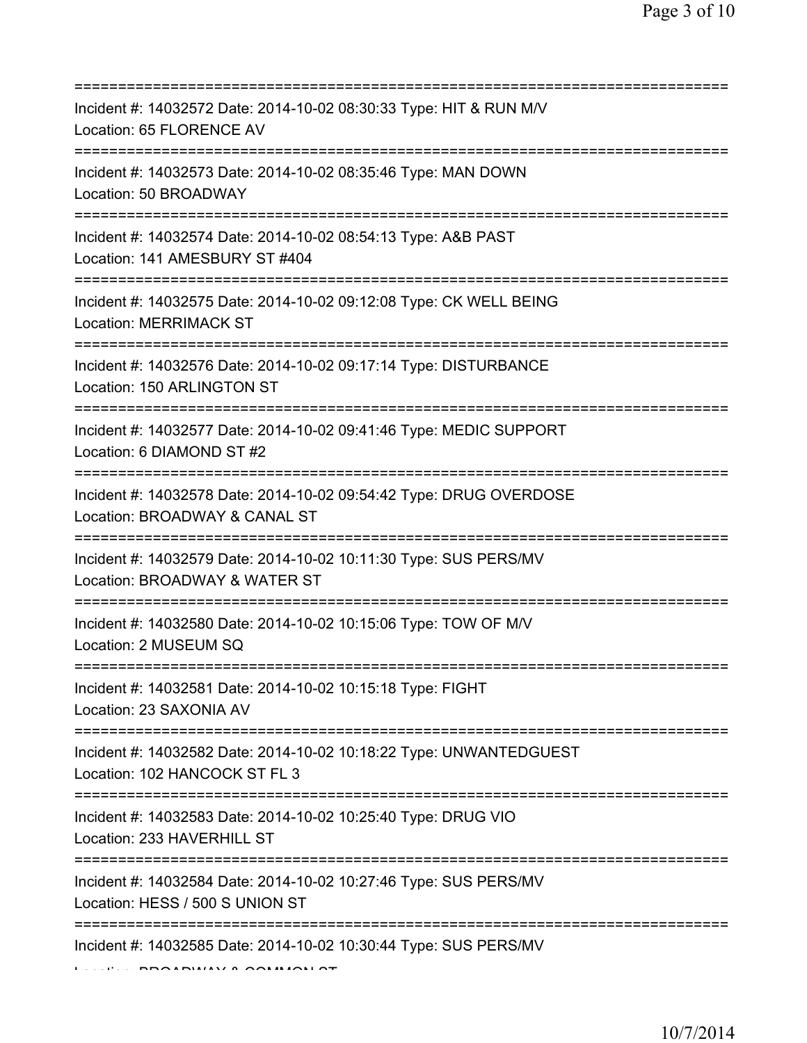==============================================================================
Incident #: 14032572 Date: 2014-10-02 08:30:33 Type: HIT & RUN M/V
Location: 65 FLORENCE AV
==============================================================================
Incident #: 14032573 Date: 2014-10-02 08:35:46 Type: MAN DOWN
Location: 50 BROADWAY
==============================================================================
Incident #: 14032574 Date: 2014-10-02 08:54:13 Type: A&B PAST
Location: 141 AMESBURY ST #404
==============================================================================
Incident #: 14032575 Date: 2014-10-02 09:12:08 Type: CK WELL BEING
Location: MERRIMACK ST
==============================================================================
Incident #: 14032576 Date: 2014-10-02 09:17:14 Type: DISTURBANCE
Location: 150 ARLINGTON ST
==============================================================================
Incident #: 14032577 Date: 2014-10-02 09:41:46 Type: MEDIC SUPPORT
Location: 6 DIAMOND ST #2
==============================================================================
Incident #: 14032578 Date: 2014-10-02 09:54:42 Type: DRUG OVERDOSE
Location: BROADWAY & CANAL ST
==============================================================================
Incident #: 14032579 Date: 2014-10-02 10:11:30 Type: SUS PERS/MV
Location: BROADWAY & WATER ST
==============================================================================
Incident #: 14032580 Date: 2014-10-02 10:15:06 Type: TOW OF M/V
Location: 2 MUSEUM SQ
==============================================================================
Incident #: 14032581 Date: 2014-10-02 10:15:18 Type: FIGHT
Location: 23 SAXONIA AV
==============================================================================
Incident #: 14032582 Date: 2014-10-02 10:18:22 Type: UNWANTEDGUEST
Location: 102 HANCOCK ST FL 3
==============================================================================
Incident #: 14032583 Date: 2014-10-02 10:25:40 Type: DRUG VIO
Location: 233 HAVERHILL ST
==============================================================================
Incident #: 14032584 Date: 2014-10-02 10:27:46 Type: SUS PERS/MV
Location: HESS / 500 S UNION ST
==============================================================================
Incident #: 14032585 Date: 2014-10-02 10:30:44 Type: SUS PERS/MV
Location: BROADWAY & COMMON ST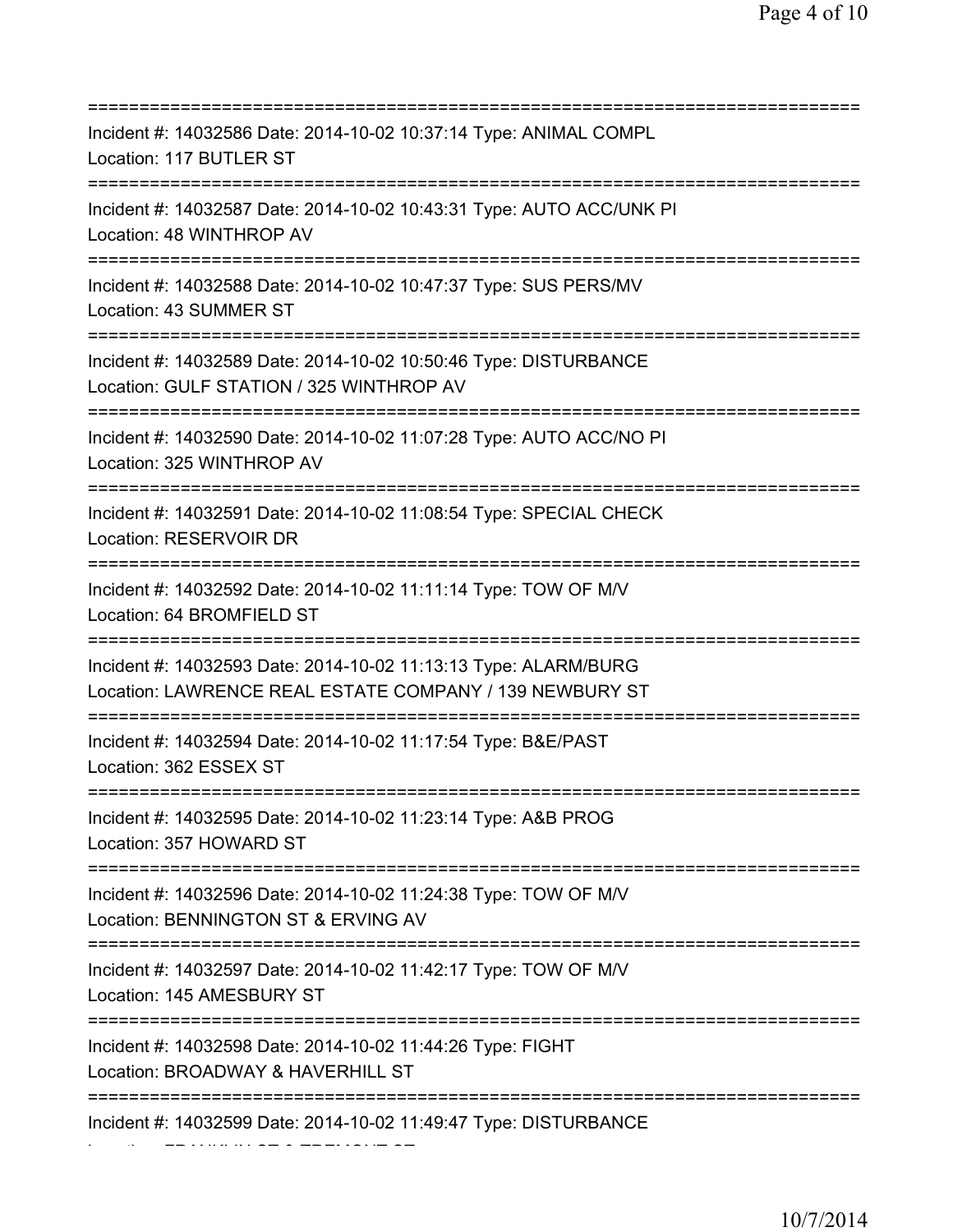===========================================================================
Incident #: 14032586 Date: 2014-10-02 10:37:14 Type: ANIMAL COMPL
Location: 117 BUTLER ST
===========================================================================
Incident #: 14032587 Date: 2014-10-02 10:43:31 Type: AUTO ACC/UNK PI
Location: 48 WINTHROP AV
===========================================================================
Incident #: 14032588 Date: 2014-10-02 10:47:37 Type: SUS PERS/MV
Location: 43 SUMMER ST
===========================================================================
Incident #: 14032589 Date: 2014-10-02 10:50:46 Type: DISTURBANCE
Location: GULF STATION / 325 WINTHROP AV
===========================================================================
Incident #: 14032590 Date: 2014-10-02 11:07:28 Type: AUTO ACC/NO PI
Location: 325 WINTHROP AV
===========================================================================
Incident #: 14032591 Date: 2014-10-02 11:08:54 Type: SPECIAL CHECK
Location: RESERVOIR DR
===========================================================================
Incident #: 14032592 Date: 2014-10-02 11:11:14 Type: TOW OF M/V
Location: 64 BROMFIELD ST
===========================================================================
Incident #: 14032593 Date: 2014-10-02 11:13:13 Type: ALARM/BURG
Location: LAWRENCE REAL ESTATE COMPANY / 139 NEWBURY ST
===========================================================================
Incident #: 14032594 Date: 2014-10-02 11:17:54 Type: B&E/PAST
Location: 362 ESSEX ST
===========================================================================
Incident #: 14032595 Date: 2014-10-02 11:23:14 Type: A&B PROG
Location: 357 HOWARD ST
===========================================================================
Incident #: 14032596 Date: 2014-10-02 11:24:38 Type: TOW OF M/V
Location: BENNINGTON ST & ERVING AV
===========================================================================
Incident #: 14032597 Date: 2014-10-02 11:42:17 Type: TOW OF M/V
Location: 145 AMESBURY ST
===========================================================================
Incident #: 14032598 Date: 2014-10-02 11:44:26 Type: FIGHT
Location: BROADWAY & HAVERHILL ST
===========================================================================
Incident #: 14032599 Date: 2014-10-02 11:49:47 Type: DISTURBANCE
Location: FRANKLIN ST & TREMONT ST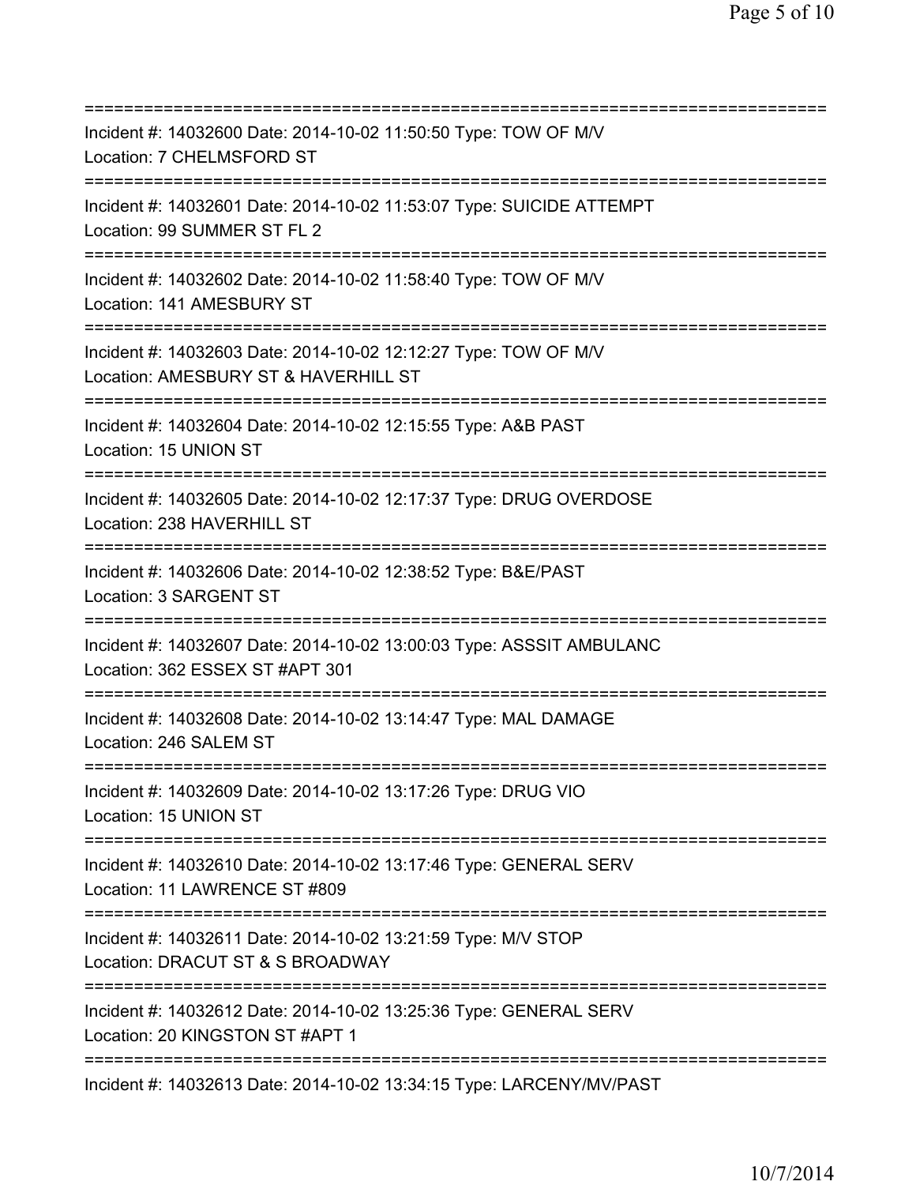===========================================================================
Incident #: 14032600 Date: 2014-10-02 11:50:50 Type: TOW OF M/V
Location: 7 CHELMSFORD ST
===========================================================================
Incident #: 14032601 Date: 2014-10-02 11:53:07 Type: SUICIDE ATTEMPT
Location: 99 SUMMER ST FL 2
===========================================================================
Incident #: 14032602 Date: 2014-10-02 11:58:40 Type: TOW OF M/V
Location: 141 AMESBURY ST
===========================================================================
Incident #: 14032603 Date: 2014-10-02 12:12:27 Type: TOW OF M/V
Location: AMESBURY ST & HAVERHILL ST
===========================================================================
Incident #: 14032604 Date: 2014-10-02 12:15:55 Type: A&B PAST
Location: 15 UNION ST
===========================================================================
Incident #: 14032605 Date: 2014-10-02 12:17:37 Type: DRUG OVERDOSE
Location: 238 HAVERHILL ST
===========================================================================
Incident #: 14032606 Date: 2014-10-02 12:38:52 Type: B&E/PAST
Location: 3 SARGENT ST
===========================================================================
Incident #: 14032607 Date: 2014-10-02 13:00:03 Type: ASSSIT AMBULANC
Location: 362 ESSEX ST #APT 301
===========================================================================
Incident #: 14032608 Date: 2014-10-02 13:14:47 Type: MAL DAMAGE
Location: 246 SALEM ST
===========================================================================
Incident #: 14032609 Date: 2014-10-02 13:17:26 Type: DRUG VIO
Location: 15 UNION ST
===========================================================================
Incident #: 14032610 Date: 2014-10-02 13:17:46 Type: GENERAL SERV
Location: 11 LAWRENCE ST #809
===========================================================================
Incident #: 14032611 Date: 2014-10-02 13:21:59 Type: M/V STOP
Location: DRACUT ST & S BROADWAY
===========================================================================
Incident #: 14032612 Date: 2014-10-02 13:25:36 Type: GENERAL SERV
Location: 20 KINGSTON ST #APT 1
===========================================================================
Incident #: 14032613 Date: 2014-10-02 13:34:15 Type: LARCENY/MV/PAST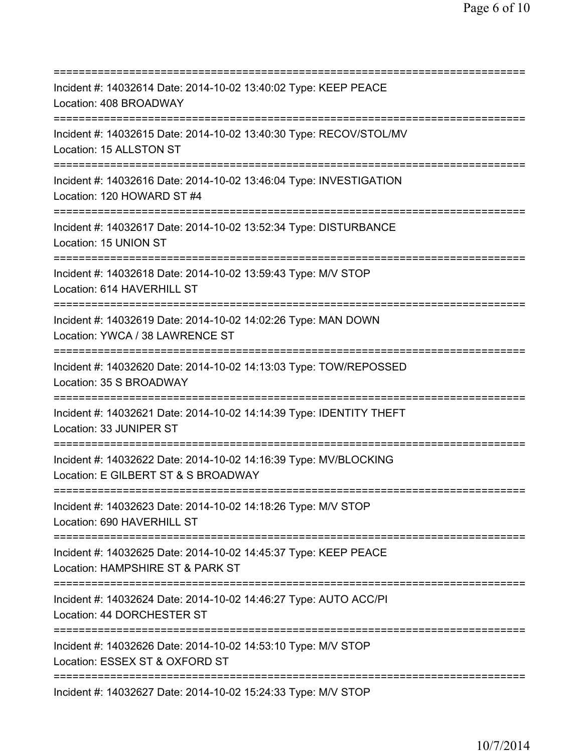===========================================================================

Incident #: 14032614 Date: 2014-10-02 13:40:02 Type: KEEP PEACE
Location: 408 BROADWAY

===========================================================================

Incident #: 14032615 Date: 2014-10-02 13:40:30 Type: RECOV/STOL/MV
Location: 15 ALLSTON ST

===========================================================================

Incident #: 14032616 Date: 2014-10-02 13:46:04 Type: INVESTIGATION
Location: 120 HOWARD ST #4

===========================================================================

Incident #: 14032617 Date: 2014-10-02 13:52:34 Type: DISTURBANCE
Location: 15 UNION ST

===========================================================================

Incident #: 14032618 Date: 2014-10-02 13:59:43 Type: M/V STOP
Location: 614 HAVERHILL ST

===========================================================================

Incident #: 14032619 Date: 2014-10-02 14:02:26 Type: MAN DOWN
Location: YWCA / 38 LAWRENCE ST

===========================================================================

Incident #: 14032620 Date: 2014-10-02 14:13:03 Type: TOW/REPOSSED
Location: 35 S BROADWAY

===========================================================================

Incident #: 14032621 Date: 2014-10-02 14:14:39 Type: IDENTITY THEFT
Location: 33 JUNIPER ST

===========================================================================

Incident #: 14032622 Date: 2014-10-02 14:16:39 Type: MV/BLOCKING
Location: E GILBERT ST & S BROADWAY

===========================================================================

Incident #: 14032623 Date: 2014-10-02 14:18:26 Type: M/V STOP
Location: 690 HAVERHILL ST

===========================================================================

Incident #: 14032625 Date: 2014-10-02 14:45:37 Type: KEEP PEACE
Location: HAMPSHIRE ST & PARK ST

===========================================================================

Incident #: 14032624 Date: 2014-10-02 14:46:27 Type: AUTO ACC/PI
Location: 44 DORCHESTER ST

===========================================================================

Incident #: 14032626 Date: 2014-10-02 14:53:10 Type: M/V STOP
Location: ESSEX ST & OXFORD ST

===========================================================================

Incident #: 14032627 Date: 2014-10-02 15:24:33 Type: M/V STOP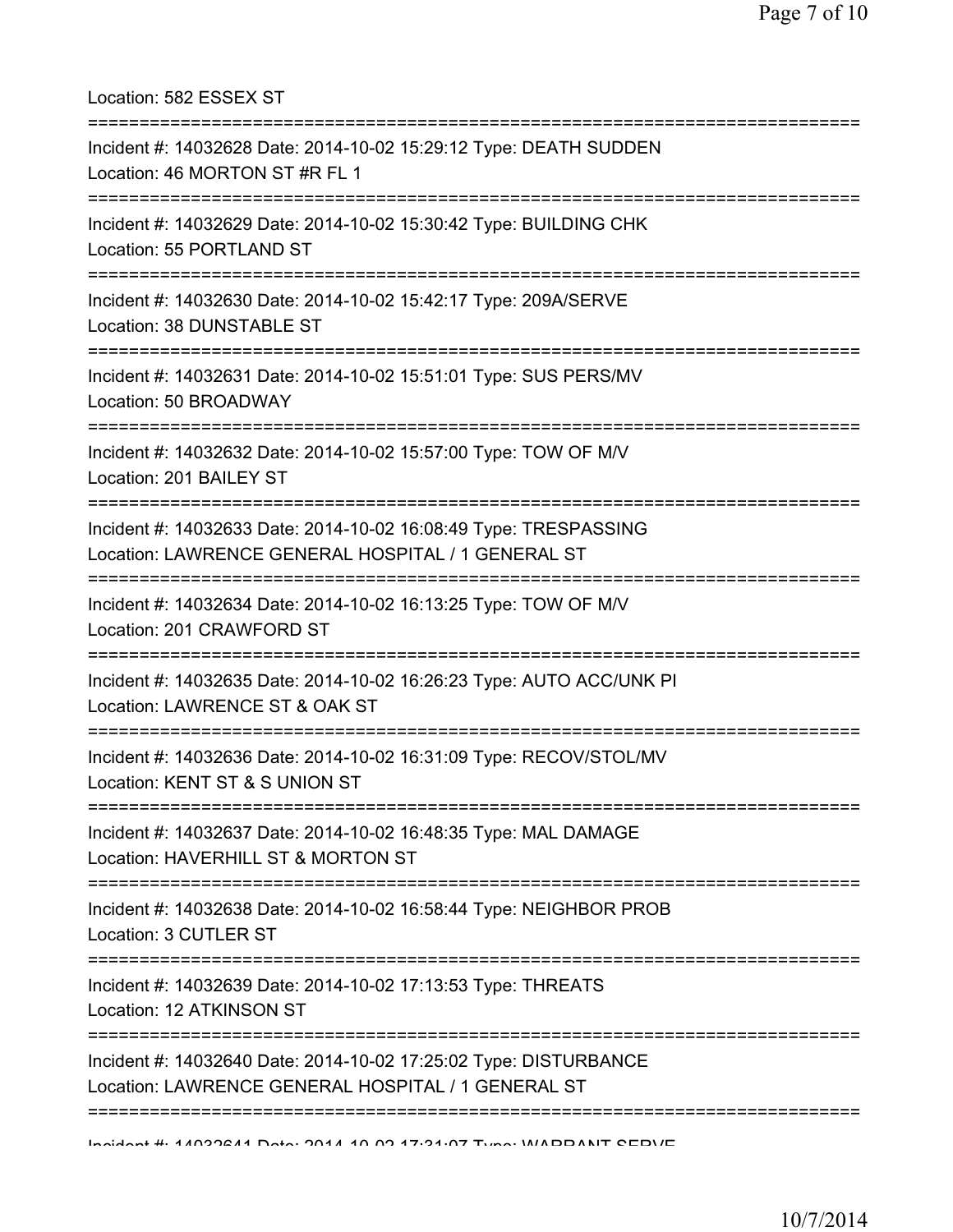Location: 582 ESSEX ST

===========================================================================

Incident #: 14032628 Date: 2014-10-02 15:29:12 Type: DEATH SUDDEN
Location: 46 MORTON ST #R FL 1

===========================================================================

Incident #: 14032629 Date: 2014-10-02 15:30:42 Type: BUILDING CHK
Location: 55 PORTLAND ST

===========================================================================

Incident #: 14032630 Date: 2014-10-02 15:42:17 Type: 209A/SERVE
Location: 38 DUNSTABLE ST

===========================================================================

Incident #: 14032631 Date: 2014-10-02 15:51:01 Type: SUS PERS/MV
Location: 50 BROADWAY

===========================================================================

Incident #: 14032632 Date: 2014-10-02 15:57:00 Type: TOW OF M/V
Location: 201 BAILEY ST

===========================================================================

Incident #: 14032633 Date: 2014-10-02 16:08:49 Type: TRESPASSING
Location: LAWRENCE GENERAL HOSPITAL / 1 GENERAL ST

===========================================================================

Incident #: 14032634 Date: 2014-10-02 16:13:25 Type: TOW OF M/V
Location: 201 CRAWFORD ST

===========================================================================

Incident #: 14032635 Date: 2014-10-02 16:26:23 Type: AUTO ACC/UNK PI
Location: LAWRENCE ST & OAK ST

===========================================================================

Incident #: 14032636 Date: 2014-10-02 16:31:09 Type: RECOV/STOL/MV
Location: KENT ST & S UNION ST

===========================================================================

Incident #: 14032637 Date: 2014-10-02 16:48:35 Type: MAL DAMAGE
Location: HAVERHILL ST & MORTON ST

===========================================================================

Incident #: 14032638 Date: 2014-10-02 16:58:44 Type: NEIGHBOR PROB
Location: 3 CUTLER ST

===========================================================================

Incident #: 14032639 Date: 2014-10-02 17:13:53 Type: THREATS
Location: 12 ATKINSON ST

===========================================================================

Incident #: 14032640 Date: 2014-10-02 17:25:02 Type: DISTURBANCE
Location: LAWRENCE GENERAL HOSPITAL / 1 GENERAL ST

===========================================================================

Incident #: 14032641 Date: 2014-10-02 17:31:07 Type: WARRANT SERVE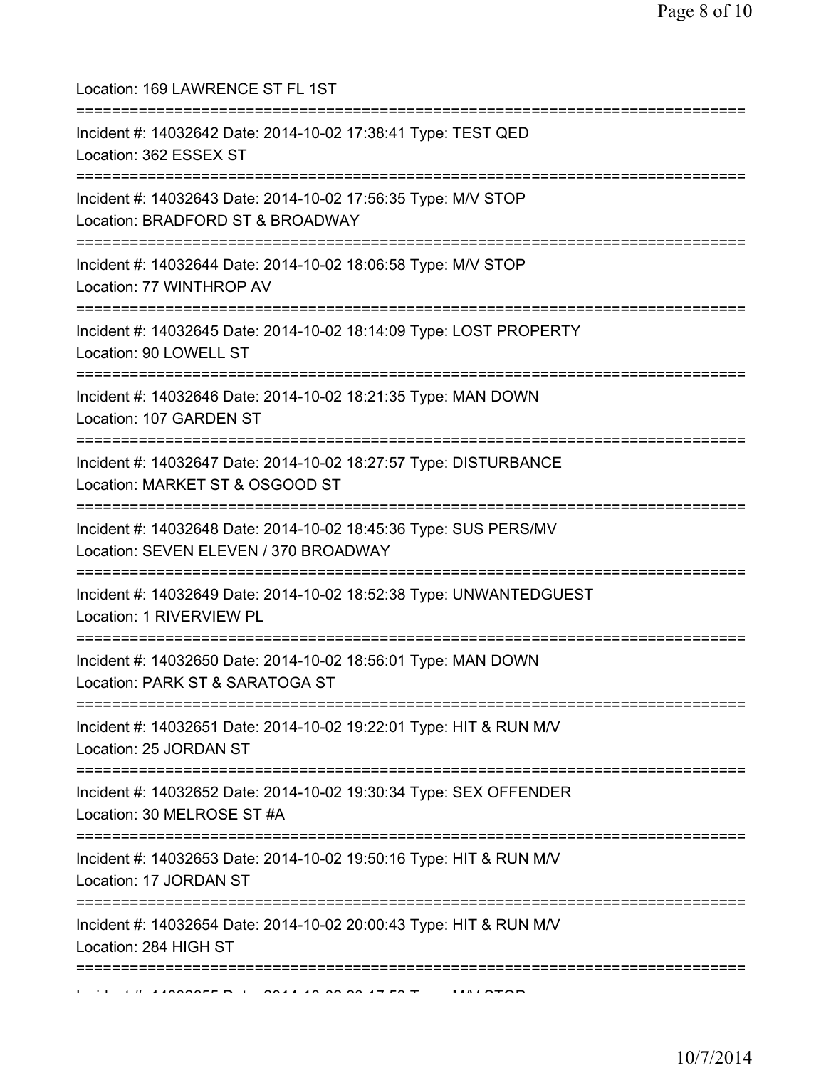Location: 169 LAWRENCE ST FL 1ST

===========================================================================

Incident #: 14032642 Date: 2014-10-02 17:38:41 Type: TEST QED
Location: 362 ESSEX ST

===========================================================================

Incident #: 14032643 Date: 2014-10-02 17:56:35 Type: M/V STOP
Location: BRADFORD ST & BROADWAY

===========================================================================

Incident #: 14032644 Date: 2014-10-02 18:06:58 Type: M/V STOP
Location: 77 WINTHROP AV

===========================================================================

Incident #: 14032645 Date: 2014-10-02 18:14:09 Type: LOST PROPERTY
Location: 90 LOWELL ST

===========================================================================

Incident #: 14032646 Date: 2014-10-02 18:21:35 Type: MAN DOWN
Location: 107 GARDEN ST

===========================================================================

Incident #: 14032647 Date: 2014-10-02 18:27:57 Type: DISTURBANCE
Location: MARKET ST & OSGOOD ST

===========================================================================

Incident #: 14032648 Date: 2014-10-02 18:45:36 Type: SUS PERS/MV
Location: SEVEN ELEVEN / 370 BROADWAY

===========================================================================

Incident #: 14032649 Date: 2014-10-02 18:52:38 Type: UNWANTEDGUEST
Location: 1 RIVERVIEW PL

===========================================================================

Incident #: 14032650 Date: 2014-10-02 18:56:01 Type: MAN DOWN
Location: PARK ST & SARATOGA ST

===========================================================================

Incident #: 14032651 Date: 2014-10-02 19:22:01 Type: HIT & RUN M/V
Location: 25 JORDAN ST

===========================================================================

Incident #: 14032652 Date: 2014-10-02 19:30:34 Type: SEX OFFENDER
Location: 30 MELROSE ST #A

===========================================================================

Incident #: 14032653 Date: 2014-10-02 19:50:16 Type: HIT & RUN M/V
Location: 17 JORDAN ST

===========================================================================

Incident #: 14032654 Date: 2014-10-02 20:00:43 Type: HIT & RUN M/V
Location: 284 HIGH ST

===========================================================================

Incident #: 14032655 Date: 2014-10-02 20:17:58 Type: M/V STOP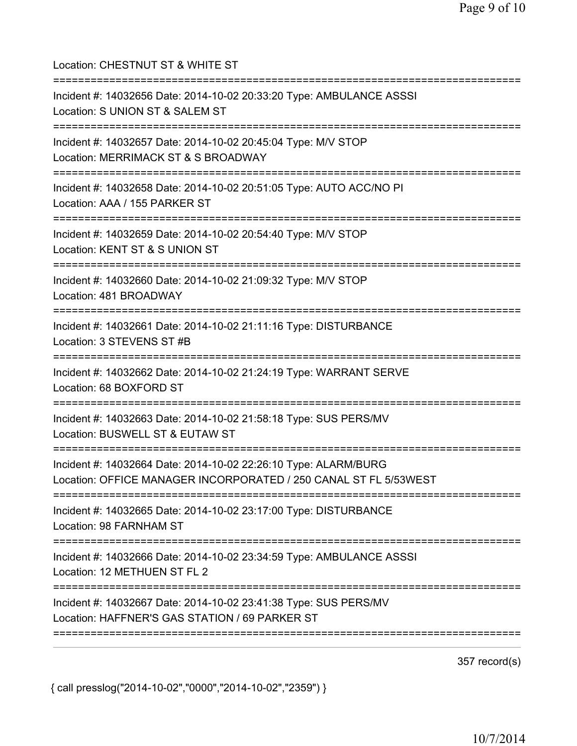Location: CHESTNUT ST & WHITE ST

===========================================================================

Incident #: 14032656 Date: 2014-10-02 20:33:20 Type: AMBULANCE ASSSI

Location: S UNION ST & SALEM ST

===========================================================================

Incident #: 14032657 Date: 2014-10-02 20:45:04 Type: M/V STOP

Location: MERRIMACK ST & S BROADWAY

===========================================================================

Incident #: 14032658 Date: 2014-10-02 20:51:05 Type: AUTO ACC/NO PI

Location: AAA / 155 PARKER ST

===========================================================================

Incident #: 14032659 Date: 2014-10-02 20:54:40 Type: M/V STOP

Location: KENT ST & S UNION ST

===========================================================================

Incident #: 14032660 Date: 2014-10-02 21:09:32 Type: M/V STOP

Location: 481 BROADWAY

===========================================================================

Incident #: 14032661 Date: 2014-10-02 21:11:16 Type: DISTURBANCE

Location: 3 STEVENS ST #B

===========================================================================

Incident #: 14032662 Date: 2014-10-02 21:24:19 Type: WARRANT SERVE

Location: 68 BOXFORD ST

===========================================================================

Incident #: 14032663 Date: 2014-10-02 21:58:18 Type: SUS PERS/MV

Location: BUSWELL ST & EUTAW ST

===========================================================================

Incident #: 14032664 Date: 2014-10-02 22:26:10 Type: ALARM/BURG

Location: OFFICE MANAGER INCORPORATED / 250 CANAL ST FL 5/53WEST

===========================================================================

Incident #: 14032665 Date: 2014-10-02 23:17:00 Type: DISTURBANCE

Location: 98 FARNHAM ST

===========================================================================

Incident #: 14032666 Date: 2014-10-02 23:34:59 Type: AMBULANCE ASSSI

Location: 12 METHUEN ST FL 2

===========================================================================

Incident #: 14032667 Date: 2014-10-02 23:41:38 Type: SUS PERS/MV

Location: HAFFNER'S GAS STATION / 69 PARKER ST

===========================================================================

357 record(s)

{ call presslog("2014-10-02","0000","2014-10-02","2359") }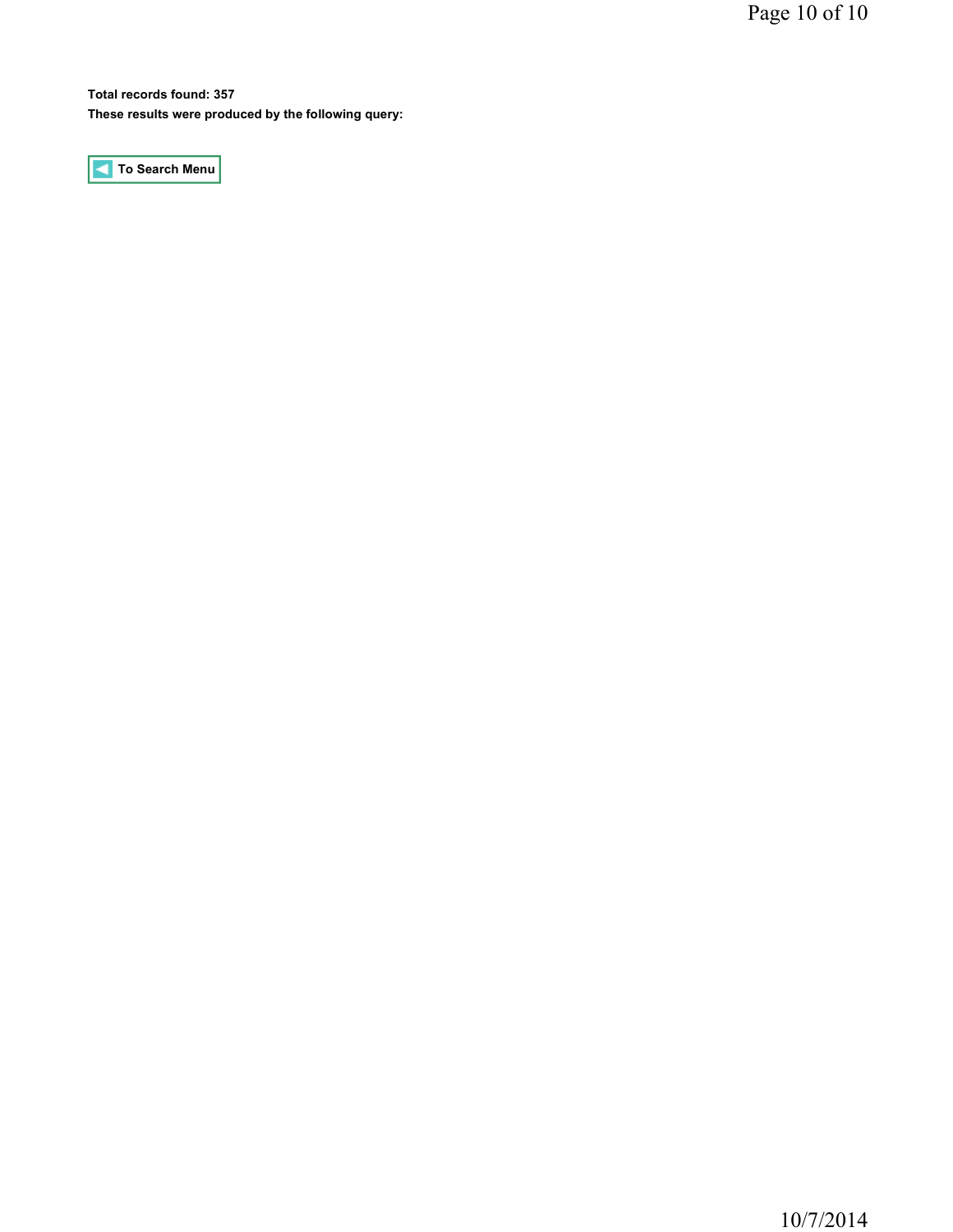**Total records found: 357**

**These results were produced by the following query:**

**To Search Menu**